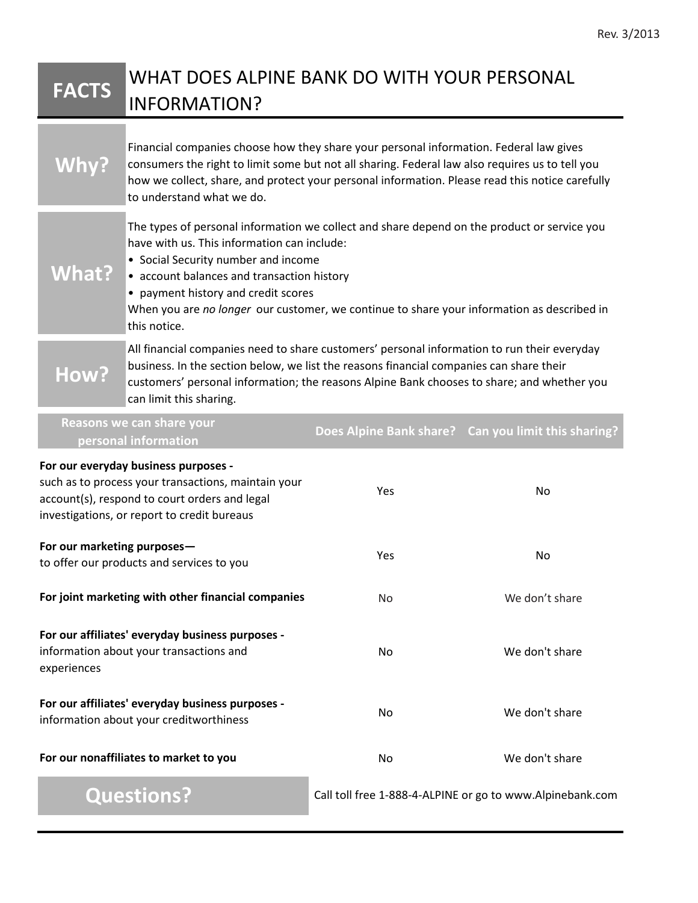Rev. 3/2013

# FACTS — WHAT DOES ALPINE BANK DO WITH YOUR PERSONAL INFORMATION?

## Why?

Financial companies choose how they share your personal information. Federal law gives consumers the right to limit some but not all sharing. Federal law also requires us to tell you how we collect, share, and protect your personal information. Please read this notice carefully to understand what we do.

## What?

The types of personal information we collect and share depend on the product or service you have with us. This information can include:

- Social Security number and income
- account balances and transaction history
- payment history and credit scores

When you are *no longer* our customer, we continue to share your information as described in this notice.

## How?

All financial companies need to share customers' personal information to run their everyday business. In the section below, we list the reasons financial companies can share their customers' personal information; the reasons Alpine Bank chooses to share; and whether you can limit this sharing.

| Reasons we can share your personal information | Does Alpine Bank share? | Can you limit this sharing? |
|---|---|---|
| **For our everyday business purposes -** such as to process your transactions, maintain your account(s), respond to court orders and legal investigations, or report to credit bureaus | Yes | No |
| **For our marketing purposes—** to offer our products and services to you | Yes | No |
| **For joint marketing with other financial companies** | No | We don't share |
| **For our affiliates' everyday business purposes -** information about your transactions and experiences | No | We don't share |
| **For our affiliates' everyday business purposes -** information about your creditworthiness | No | We don't share |
| **For our nonaffiliates to market to you** | No | We don't share |

## Questions?

Call toll free 1-888-4-ALPINE or go to www.Alpinebank.com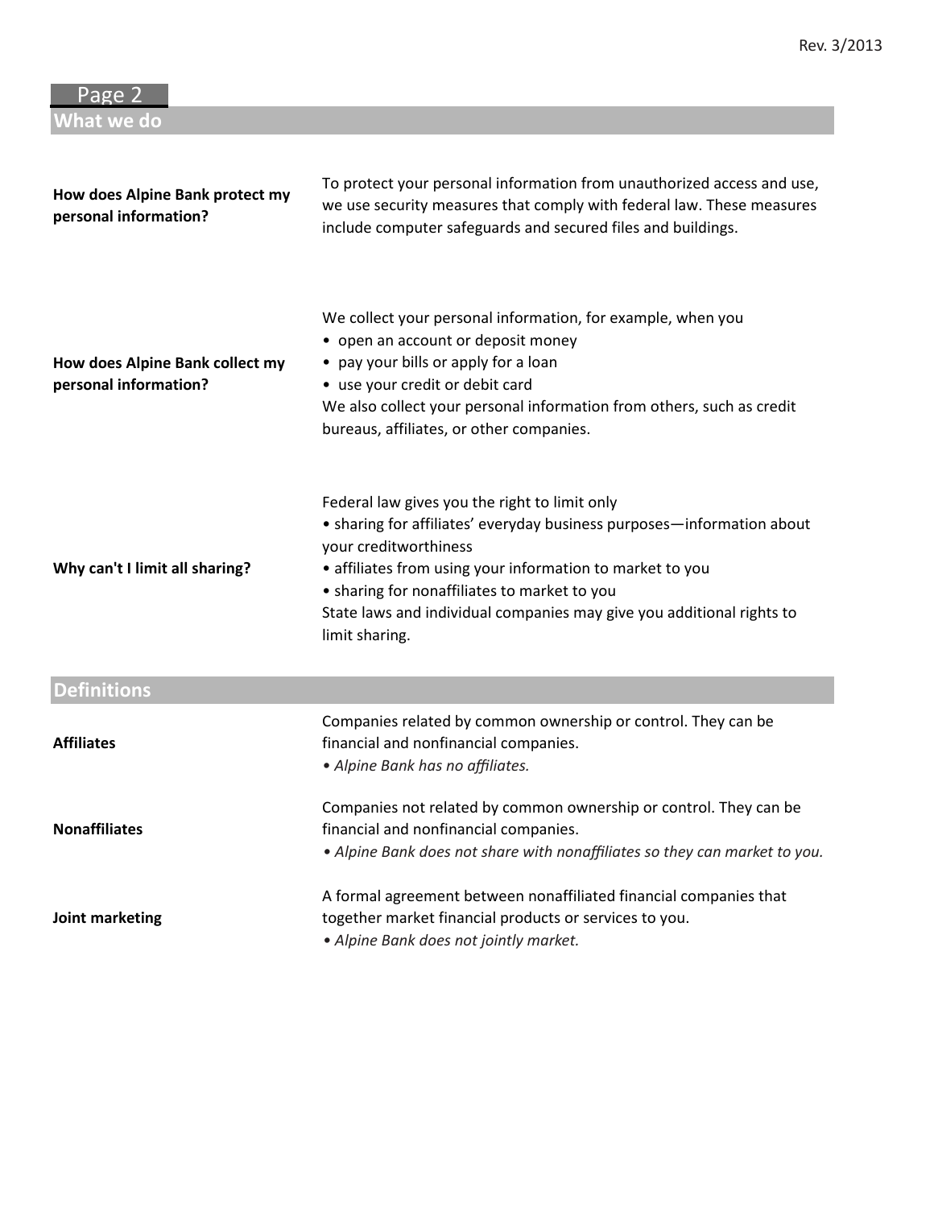## What we do

| | |
|---|---|
| **How does Alpine Bank protect my personal information?** | To protect your personal information from unauthorized access and use, we use security measures that comply with federal law. These measures include computer safeguards and secured files and buildings. |
| **How does Alpine Bank collect my personal information?** | We collect your personal information, for example, when you<br>• open an account or deposit money<br>• pay your bills or apply for a loan<br>• use your credit or debit card<br>We also collect your personal information from others, such as credit bureaus, affiliates, or other companies. |
| **Why can't I limit all sharing?** | Federal law gives you the right to limit only<br>• sharing for affiliates' everyday business purposes—information about your creditworthiness<br>• affiliates from using your information to market to you<br>• sharing for nonaffiliates to market to you<br>State laws and individual companies may give you additional rights to limit sharing. |

## Definitions

| | |
|---|---|
| **Affiliates** | Companies related by common ownership or control. They can be financial and nonfinancial companies.<br>*• Alpine Bank has no affiliates.* |
| **Nonaffiliates** | Companies not related by common ownership or control. They can be financial and nonfinancial companies.<br>*• Alpine Bank does not share with nonaffiliates so they can market to you.* |
| **Joint marketing** | A formal agreement between nonaffiliated financial companies that together market financial products or services to you.<br>*• Alpine Bank does not jointly market.* |